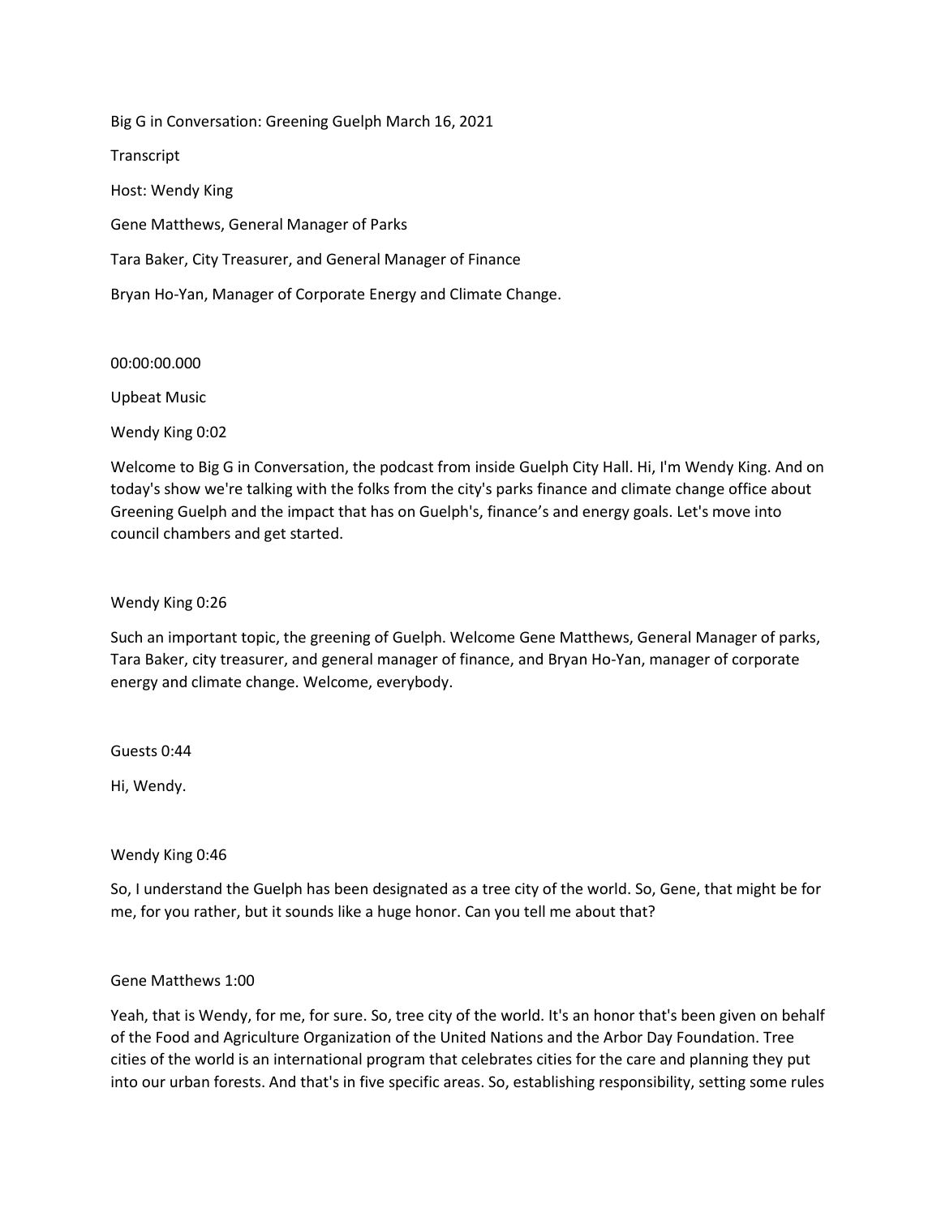Big G in Conversation: Greening Guelph March 16, 2021

Transcript

Host: Wendy King

Gene Matthews, General Manager of Parks

Tara Baker, City Treasurer, and General Manager of Finance

Bryan Ho-Yan, Manager of Corporate Energy and Climate Change.

00:00:00.000

Upbeat Music

Wendy King 0:02

Welcome to Big G in Conversation, the podcast from inside Guelph City Hall. Hi, I'm Wendy King. And on today's show we're talking with the folks from the city's parks finance and climate change office about Greening Guelph and the impact that has on Guelph's, finance's and energy goals. Let's move into council chambers and get started.

Wendy King 0:26

Such an important topic, the greening of Guelph. Welcome Gene Matthews, General Manager of parks, Tara Baker, city treasurer, and general manager of finance, and Bryan Ho-Yan, manager of corporate energy and climate change. Welcome, everybody.

Guests 0:44

Hi, Wendy.

Wendy King 0:46

So, I understand the Guelph has been designated as a tree city of the world. So, Gene, that might be for me, for you rather, but it sounds like a huge honor. Can you tell me about that?

Gene Matthews 1:00

Yeah, that is Wendy, for me, for sure. So, tree city of the world. It's an honor that's been given on behalf of the Food and Agriculture Organization of the United Nations and the Arbor Day Foundation. Tree cities of the world is an international program that celebrates cities for the care and planning they put into our urban forests. And that's in five specific areas. So, establishing responsibility, setting some rules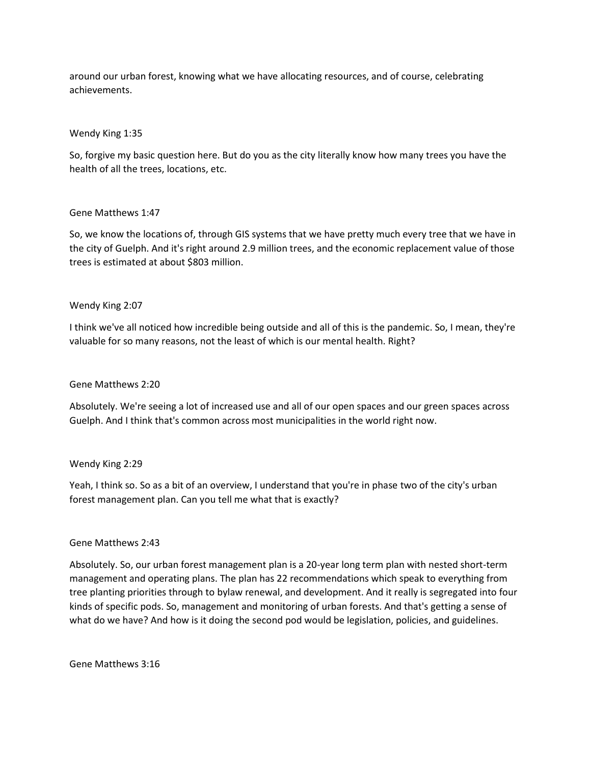around our urban forest, knowing what we have allocating resources, and of course, celebrating achievements.

Wendy King 1:35

So, forgive my basic question here. But do you as the city literally know how many trees you have the health of all the trees, locations, etc.

Gene Matthews 1:47

So, we know the locations of, through GIS systems that we have pretty much every tree that we have in the city of Guelph. And it's right around 2.9 million trees, and the economic replacement value of those trees is estimated at about $803 million.

Wendy King 2:07

I think we've all noticed how incredible being outside and all of this is the pandemic. So, I mean, they're valuable for so many reasons, not the least of which is our mental health. Right?

Gene Matthews 2:20

Absolutely. We're seeing a lot of increased use and all of our open spaces and our green spaces across Guelph. And I think that's common across most municipalities in the world right now.

Wendy King 2:29

Yeah, I think so. So as a bit of an overview, I understand that you're in phase two of the city's urban forest management plan. Can you tell me what that is exactly?

Gene Matthews 2:43

Absolutely. So, our urban forest management plan is a 20-year long term plan with nested short-term management and operating plans. The plan has 22 recommendations which speak to everything from tree planting priorities through to bylaw renewal, and development. And it really is segregated into four kinds of specific pods. So, management and monitoring of urban forests. And that's getting a sense of what do we have? And how is it doing the second pod would be legislation, policies, and guidelines.

Gene Matthews 3:16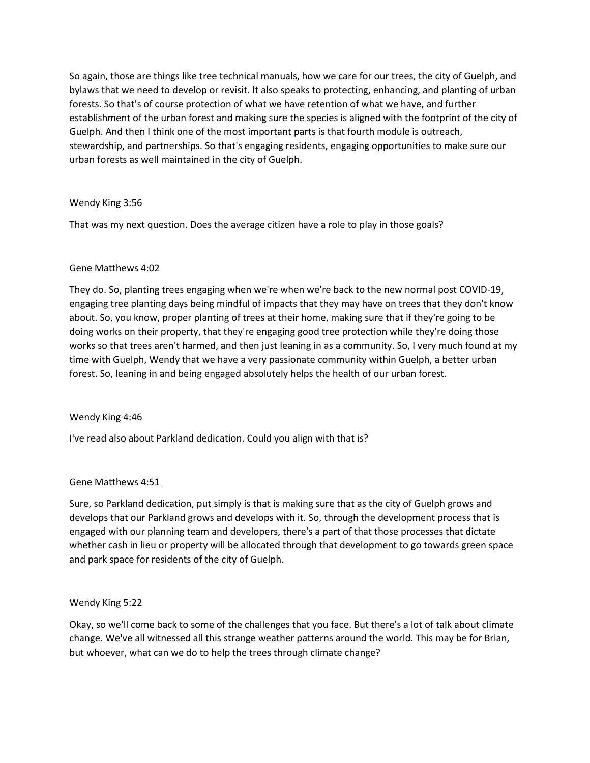So again, those are things like tree technical manuals, how we care for our trees, the city of Guelph, and bylaws that we need to develop or revisit. It also speaks to protecting, enhancing, and planting of urban forests. So that's of course protection of what we have retention of what we have, and further establishment of the urban forest and making sure the species is aligned with the footprint of the city of Guelph. And then I think one of the most important parts is that fourth module is outreach, stewardship, and partnerships. So that's engaging residents, engaging opportunities to make sure our urban forests as well maintained in the city of Guelph.

Wendy King 3:56

That was my next question. Does the average citizen have a role to play in those goals?

Gene Matthews 4:02

They do. So, planting trees engaging when we're when we're back to the new normal post COVID-19, engaging tree planting days being mindful of impacts that they may have on trees that they don't know about. So, you know, proper planting of trees at their home, making sure that if they're going to be doing works on their property, that they're engaging good tree protection while they're doing those works so that trees aren't harmed, and then just leaning in as a community. So, I very much found at my time with Guelph, Wendy that we have a very passionate community within Guelph, a better urban forest. So, leaning in and being engaged absolutely helps the health of our urban forest.

Wendy King 4:46

I've read also about Parkland dedication. Could you align with that is?

Gene Matthews 4:51

Sure, so Parkland dedication, put simply is that is making sure that as the city of Guelph grows and develops that our Parkland grows and develops with it. So, through the development process that is engaged with our planning team and developers, there's a part of that those processes that dictate whether cash in lieu or property will be allocated through that development to go towards green space and park space for residents of the city of Guelph.

Wendy King 5:22

Okay, so we'll come back to some of the challenges that you face. But there's a lot of talk about climate change. We've all witnessed all this strange weather patterns around the world. This may be for Brian, but whoever, what can we do to help the trees through climate change?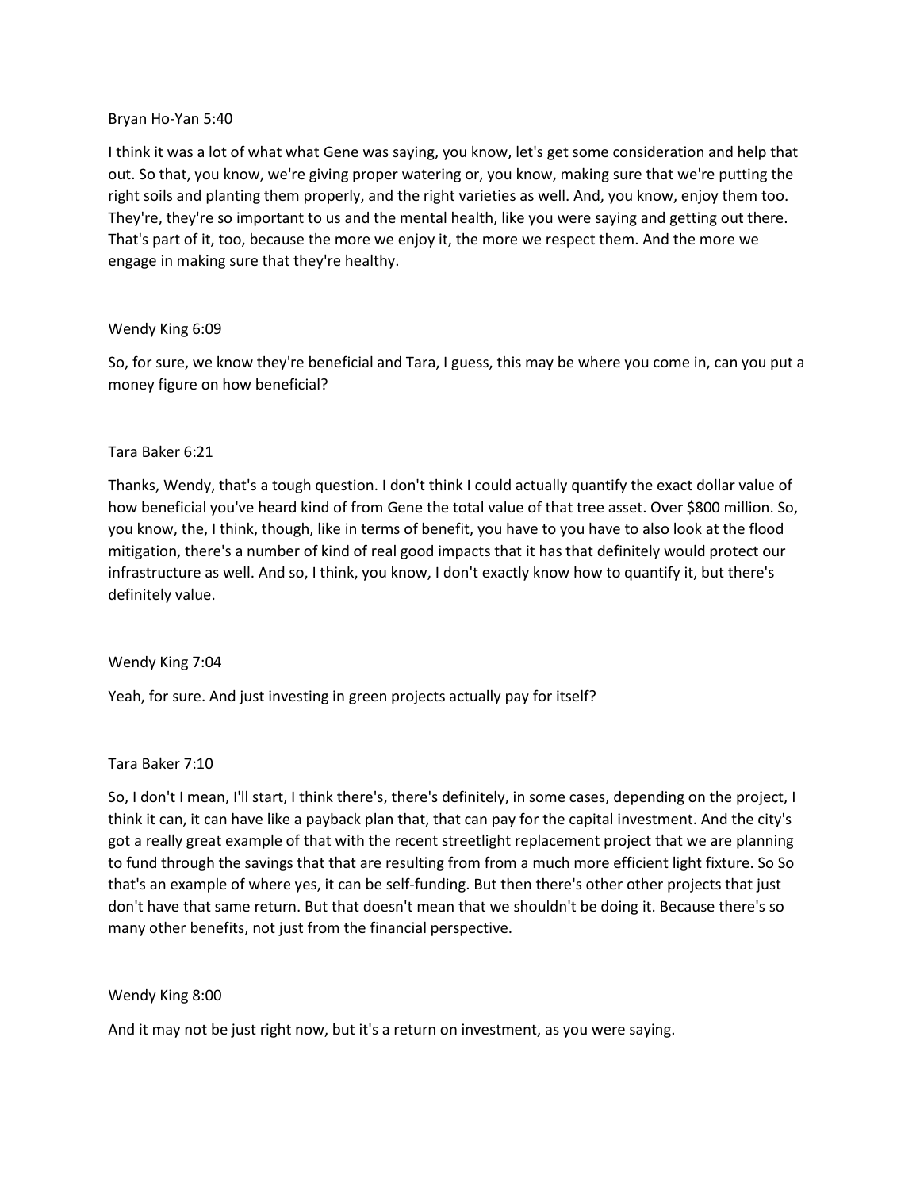Bryan Ho-Yan 5:40

I think it was a lot of what what Gene was saying, you know, let's get some consideration and help that out. So that, you know, we're giving proper watering or, you know, making sure that we're putting the right soils and planting them properly, and the right varieties as well. And, you know, enjoy them too. They're, they're so important to us and the mental health, like you were saying and getting out there. That's part of it, too, because the more we enjoy it, the more we respect them. And the more we engage in making sure that they're healthy.

Wendy King 6:09

So, for sure, we know they're beneficial and Tara, I guess, this may be where you come in, can you put a money figure on how beneficial?

Tara Baker 6:21

Thanks, Wendy, that's a tough question. I don't think I could actually quantify the exact dollar value of how beneficial you've heard kind of from Gene the total value of that tree asset. Over $800 million. So, you know, the, I think, though, like in terms of benefit, you have to you have to also look at the flood mitigation, there's a number of kind of real good impacts that it has that definitely would protect our infrastructure as well. And so, I think, you know, I don't exactly know how to quantify it, but there's definitely value.

Wendy King 7:04

Yeah, for sure. And just investing in green projects actually pay for itself?

Tara Baker 7:10

So, I don't I mean, I'll start, I think there's, there's definitely, in some cases, depending on the project, I think it can, it can have like a payback plan that, that can pay for the capital investment. And the city's got a really great example of that with the recent streetlight replacement project that we are planning to fund through the savings that that are resulting from from a much more efficient light fixture. So So that's an example of where yes, it can be self-funding. But then there's other other projects that just don't have that same return. But that doesn't mean that we shouldn't be doing it. Because there's so many other benefits, not just from the financial perspective.

Wendy King 8:00

And it may not be just right now, but it's a return on investment, as you were saying.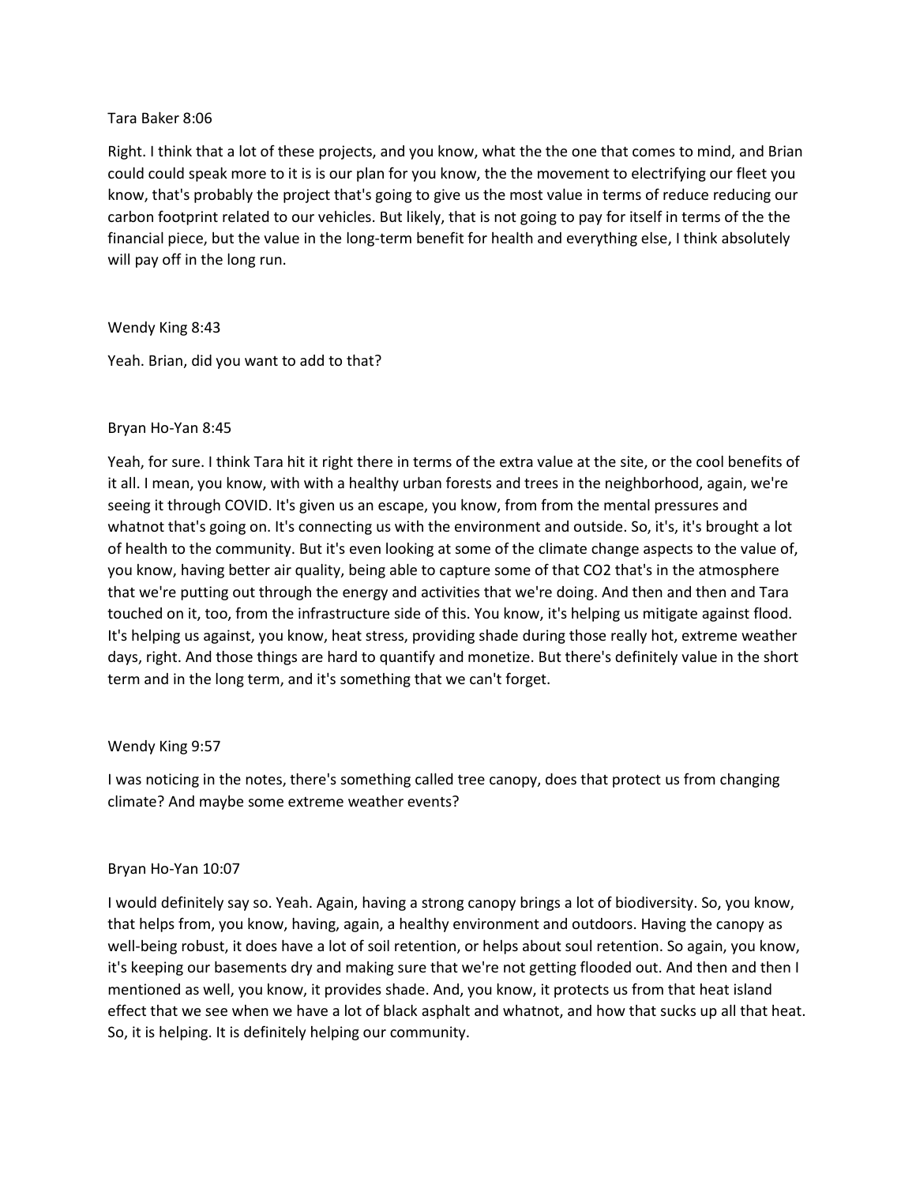Tara Baker 8:06

Right. I think that a lot of these projects, and you know, what the the one that comes to mind, and Brian could could speak more to it is is our plan for you know, the the movement to electrifying our fleet you know, that's probably the project that's going to give us the most value in terms of reduce reducing our carbon footprint related to our vehicles. But likely, that is not going to pay for itself in terms of the the financial piece, but the value in the long-term benefit for health and everything else, I think absolutely will pay off in the long run.

Wendy King 8:43

Yeah. Brian, did you want to add to that?

Bryan Ho-Yan 8:45

Yeah, for sure. I think Tara hit it right there in terms of the extra value at the site, or the cool benefits of it all. I mean, you know, with with a healthy urban forests and trees in the neighborhood, again, we're seeing it through COVID. It's given us an escape, you know, from from the mental pressures and whatnot that's going on. It's connecting us with the environment and outside. So, it's, it's brought a lot of health to the community. But it's even looking at some of the climate change aspects to the value of, you know, having better air quality, being able to capture some of that CO2 that's in the atmosphere that we're putting out through the energy and activities that we're doing. And then and then and Tara touched on it, too, from the infrastructure side of this. You know, it's helping us mitigate against flood. It's helping us against, you know, heat stress, providing shade during those really hot, extreme weather days, right. And those things are hard to quantify and monetize. But there's definitely value in the short term and in the long term, and it's something that we can't forget.

Wendy King 9:57

I was noticing in the notes, there's something called tree canopy, does that protect us from changing climate? And maybe some extreme weather events?

Bryan Ho-Yan 10:07

I would definitely say so. Yeah. Again, having a strong canopy brings a lot of biodiversity. So, you know, that helps from, you know, having, again, a healthy environment and outdoors. Having the canopy as well-being robust, it does have a lot of soil retention, or helps about soul retention. So again, you know, it's keeping our basements dry and making sure that we're not getting flooded out. And then and then I mentioned as well, you know, it provides shade. And, you know, it protects us from that heat island effect that we see when we have a lot of black asphalt and whatnot, and how that sucks up all that heat. So, it is helping. It is definitely helping our community.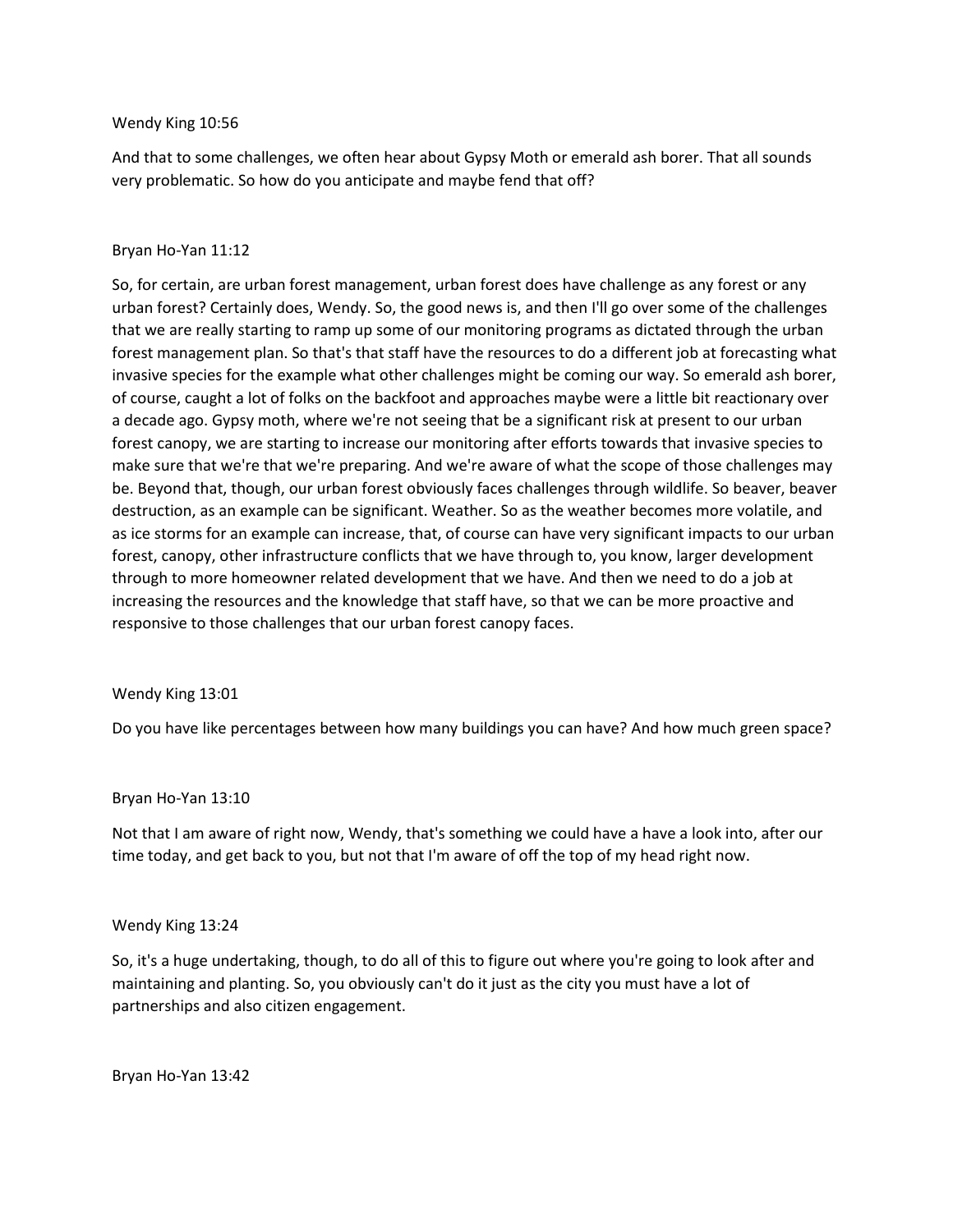Wendy King 10:56

And that to some challenges, we often hear about Gypsy Moth or emerald ash borer. That all sounds very problematic. So how do you anticipate and maybe fend that off?

Bryan Ho-Yan 11:12

So, for certain, are urban forest management, urban forest does have challenge as any forest or any urban forest? Certainly does, Wendy. So, the good news is, and then I'll go over some of the challenges that we are really starting to ramp up some of our monitoring programs as dictated through the urban forest management plan. So that's that staff have the resources to do a different job at forecasting what invasive species for the example what other challenges might be coming our way. So emerald ash borer, of course, caught a lot of folks on the backfoot and approaches maybe were a little bit reactionary over a decade ago. Gypsy moth, where we're not seeing that be a significant risk at present to our urban forest canopy, we are starting to increase our monitoring after efforts towards that invasive species to make sure that we're that we're preparing. And we're aware of what the scope of those challenges may be. Beyond that, though, our urban forest obviously faces challenges through wildlife. So beaver, beaver destruction, as an example can be significant. Weather. So as the weather becomes more volatile, and as ice storms for an example can increase, that, of course can have very significant impacts to our urban forest, canopy, other infrastructure conflicts that we have through to, you know, larger development through to more homeowner related development that we have. And then we need to do a job at increasing the resources and the knowledge that staff have, so that we can be more proactive and responsive to those challenges that our urban forest canopy faces.

Wendy King 13:01

Do you have like percentages between how many buildings you can have? And how much green space?

Bryan Ho-Yan 13:10

Not that I am aware of right now, Wendy, that's something we could have a have a look into, after our time today, and get back to you, but not that I'm aware of off the top of my head right now.

Wendy King 13:24

So, it's a huge undertaking, though, to do all of this to figure out where you're going to look after and maintaining and planting. So, you obviously can't do it just as the city you must have a lot of partnerships and also citizen engagement.

Bryan Ho-Yan 13:42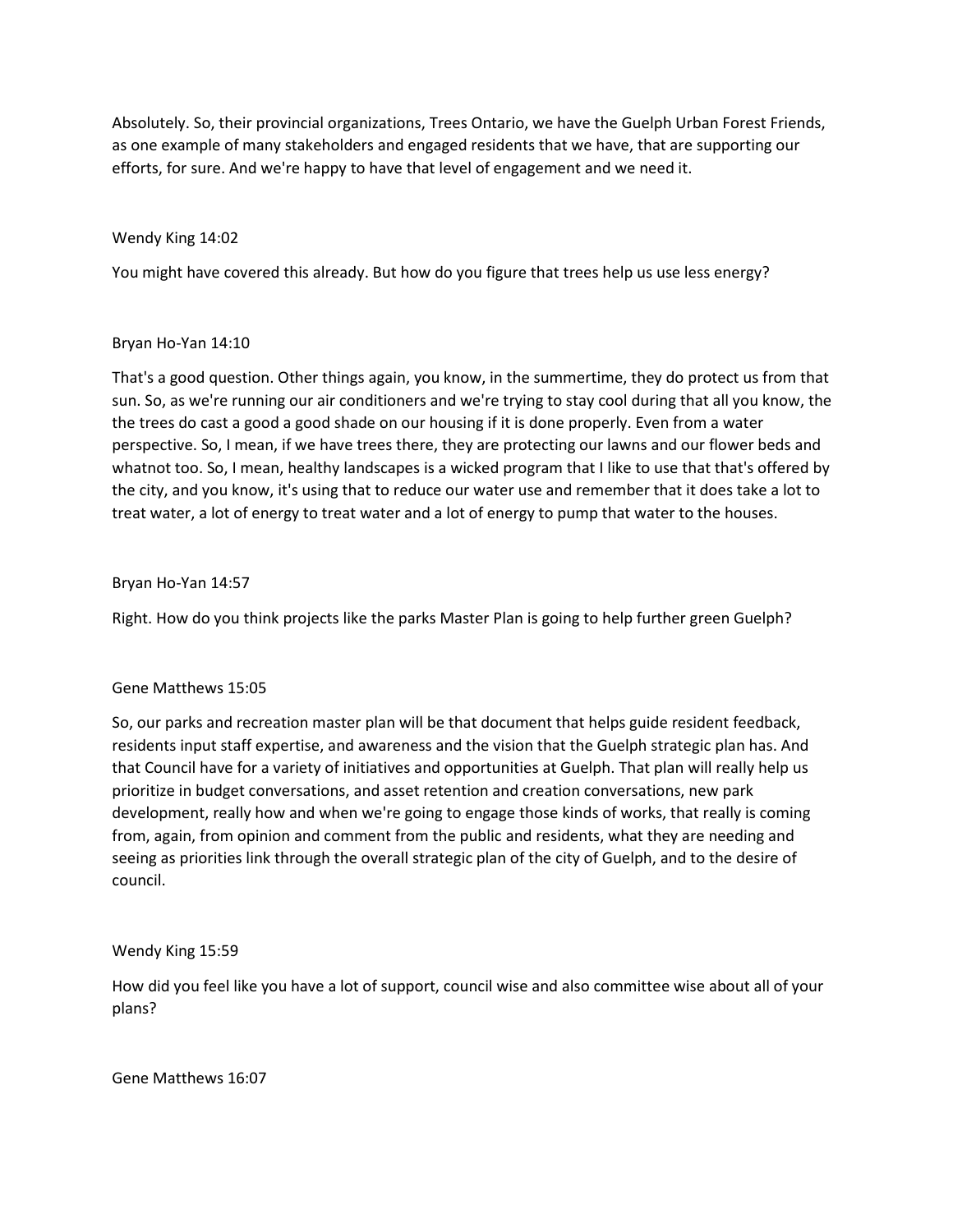Absolutely. So, their provincial organizations, Trees Ontario, we have the Guelph Urban Forest Friends, as one example of many stakeholders and engaged residents that we have, that are supporting our efforts, for sure. And we're happy to have that level of engagement and we need it.

Wendy King 14:02

You might have covered this already. But how do you figure that trees help us use less energy?

Bryan Ho-Yan 14:10

That's a good question. Other things again, you know, in the summertime, they do protect us from that sun. So, as we're running our air conditioners and we're trying to stay cool during that all you know, the the trees do cast a good a good shade on our housing if it is done properly. Even from a water perspective. So, I mean, if we have trees there, they are protecting our lawns and our flower beds and whatnot too. So, I mean, healthy landscapes is a wicked program that I like to use that that's offered by the city, and you know, it's using that to reduce our water use and remember that it does take a lot to treat water, a lot of energy to treat water and a lot of energy to pump that water to the houses.

Bryan Ho-Yan 14:57

Right. How do you think projects like the parks Master Plan is going to help further green Guelph?

Gene Matthews 15:05

So, our parks and recreation master plan will be that document that helps guide resident feedback, residents input staff expertise, and awareness and the vision that the Guelph strategic plan has. And that Council have for a variety of initiatives and opportunities at Guelph. That plan will really help us prioritize in budget conversations, and asset retention and creation conversations, new park development, really how and when we're going to engage those kinds of works, that really is coming from, again, from opinion and comment from the public and residents, what they are needing and seeing as priorities link through the overall strategic plan of the city of Guelph, and to the desire of council.

Wendy King 15:59

How did you feel like you have a lot of support, council wise and also committee wise about all of your plans?

Gene Matthews 16:07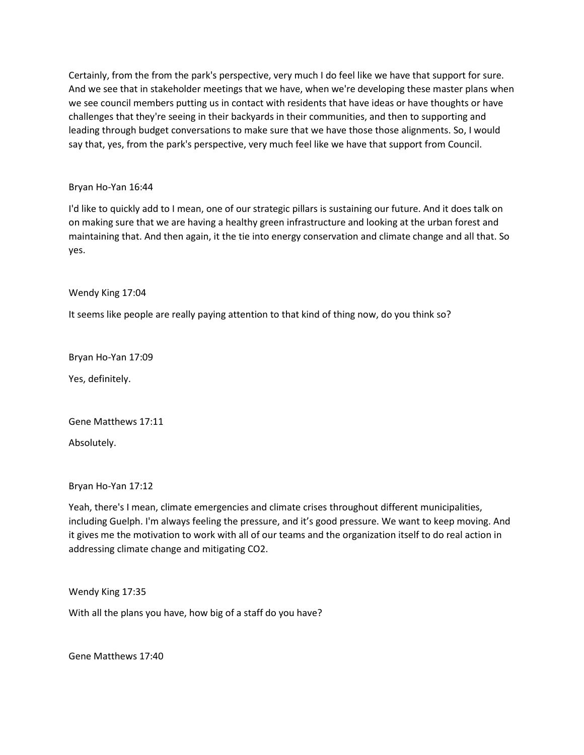Certainly, from the from the park's perspective, very much I do feel like we have that support for sure. And we see that in stakeholder meetings that we have, when we're developing these master plans when we see council members putting us in contact with residents that have ideas or have thoughts or have challenges that they're seeing in their backyards in their communities, and then to supporting and leading through budget conversations to make sure that we have those those alignments. So, I would say that, yes, from the park's perspective, very much feel like we have that support from Council.

Bryan Ho-Yan 16:44

I'd like to quickly add to I mean, one of our strategic pillars is sustaining our future. And it does talk on on making sure that we are having a healthy green infrastructure and looking at the urban forest and maintaining that. And then again, it the tie into energy conservation and climate change and all that. So yes.

Wendy King 17:04

It seems like people are really paying attention to that kind of thing now, do you think so?

Bryan Ho-Yan 17:09

Yes, definitely.

Gene Matthews 17:11

Absolutely.

Bryan Ho-Yan 17:12

Yeah, there's I mean, climate emergencies and climate crises throughout different municipalities, including Guelph. I'm always feeling the pressure, and it's good pressure. We want to keep moving. And it gives me the motivation to work with all of our teams and the organization itself to do real action in addressing climate change and mitigating $CO_2$.

Wendy King 17:35

With all the plans you have, how big of a staff do you have?

Gene Matthews 17:40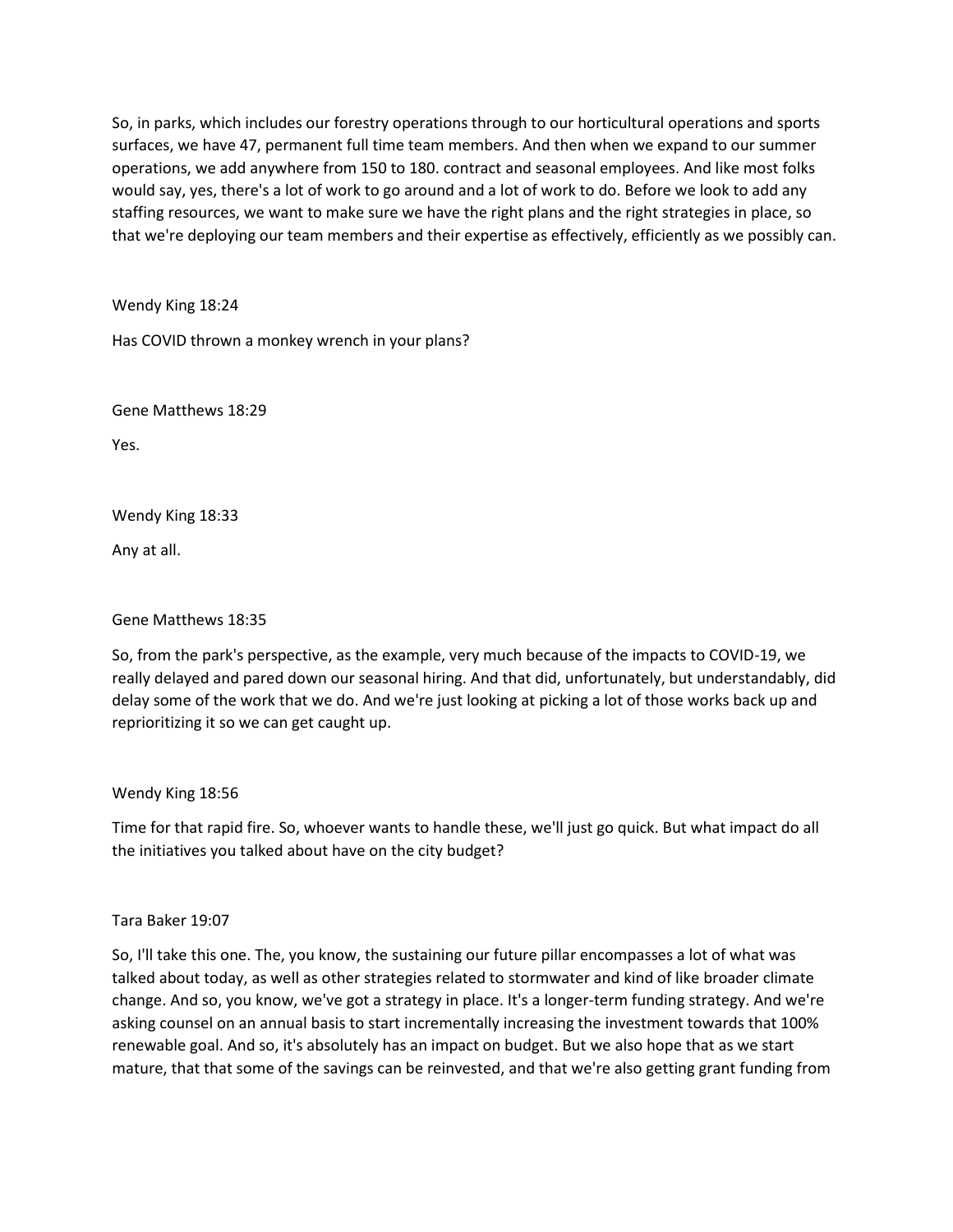So, in parks, which includes our forestry operations through to our horticultural operations and sports surfaces, we have 47, permanent full time team members. And then when we expand to our summer operations, we add anywhere from 150 to 180. contract and seasonal employees. And like most folks would say, yes, there's a lot of work to go around and a lot of work to do. Before we look to add any staffing resources, we want to make sure we have the right plans and the right strategies in place, so that we're deploying our team members and their expertise as effectively, efficiently as we possibly can.

Wendy King 18:24

Has COVID thrown a monkey wrench in your plans?

Gene Matthews 18:29

Yes.

Wendy King 18:33

Any at all.

Gene Matthews 18:35

So, from the park's perspective, as the example, very much because of the impacts to COVID-19, we really delayed and pared down our seasonal hiring. And that did, unfortunately, but understandably, did delay some of the work that we do. And we're just looking at picking a lot of those works back up and reprioritizing it so we can get caught up.

Wendy King 18:56

Time for that rapid fire. So, whoever wants to handle these, we'll just go quick. But what impact do all the initiatives you talked about have on the city budget?

Tara Baker 19:07

So, I'll take this one. The, you know, the sustaining our future pillar encompasses a lot of what was talked about today, as well as other strategies related to stormwater and kind of like broader climate change. And so, you know, we've got a strategy in place. It's a longer-term funding strategy. And we're asking counsel on an annual basis to start incrementally increasing the investment towards that 100% renewable goal. And so, it's absolutely has an impact on budget. But we also hope that as we start mature, that that some of the savings can be reinvested, and that we're also getting grant funding from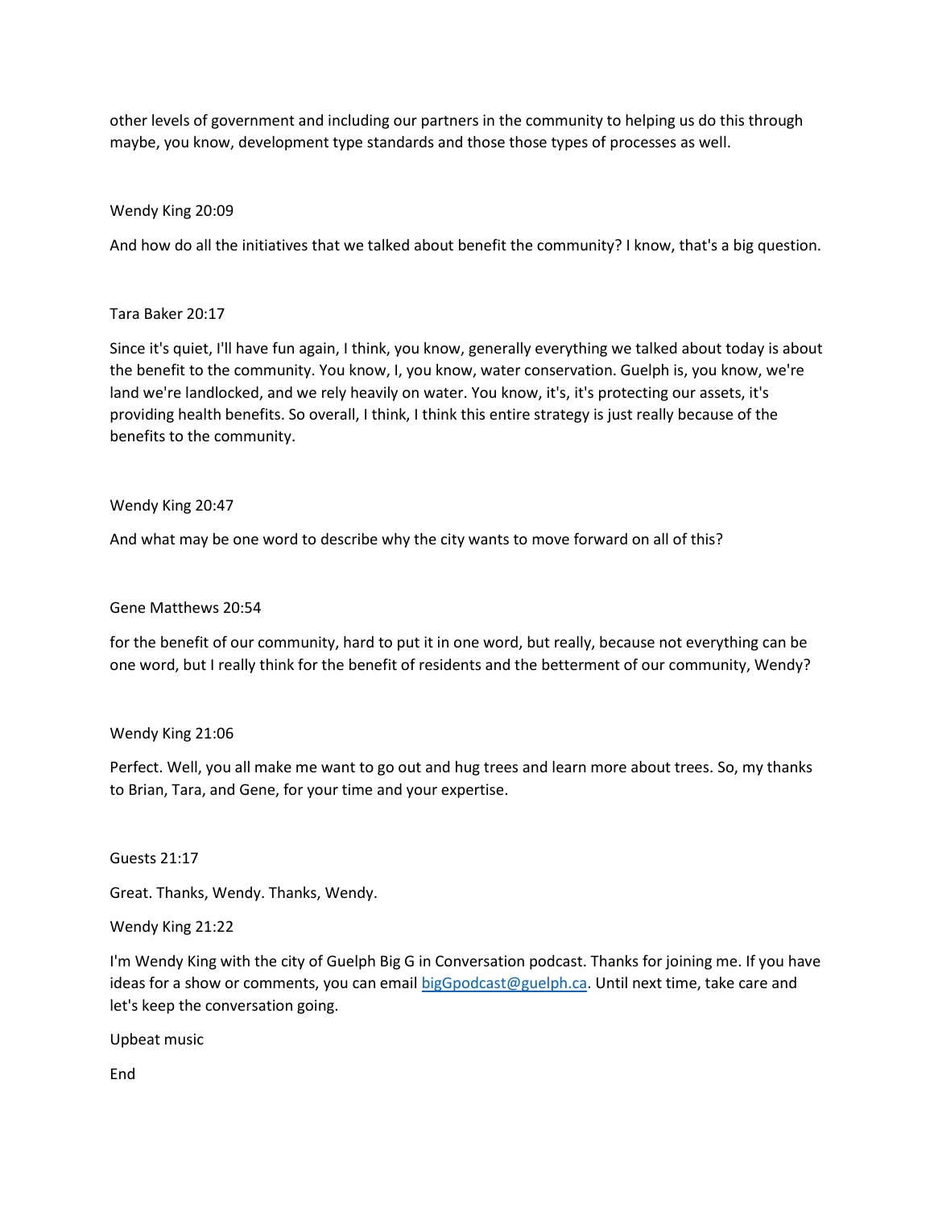other levels of government and including our partners in the community to helping us do this through maybe, you know, development type standards and those those types of processes as well.

Wendy King 20:09

And how do all the initiatives that we talked about benefit the community? I know, that's a big question.

Tara Baker 20:17

Since it's quiet, I'll have fun again, I think, you know, generally everything we talked about today is about the benefit to the community. You know, I, you know, water conservation. Guelph is, you know, we're land we're landlocked, and we rely heavily on water. You know, it's, it's protecting our assets, it's providing health benefits. So overall, I think, I think this entire strategy is just really because of the benefits to the community.

Wendy King 20:47

And what may be one word to describe why the city wants to move forward on all of this?

Gene Matthews 20:54

for the benefit of our community, hard to put it in one word, but really, because not everything can be one word, but I really think for the benefit of residents and the betterment of our community, Wendy?

Wendy King 21:06

Perfect. Well, you all make me want to go out and hug trees and learn more about trees. So, my thanks to Brian, Tara, and Gene, for your time and your expertise.

Guests 21:17

Great. Thanks, Wendy. Thanks, Wendy.

Wendy King 21:22

I'm Wendy King with the city of Guelph Big G in Conversation podcast. Thanks for joining me. If you have ideas for a show or comments, you can email [bigGpodcast@guelph.ca](mailto:bigGpodcast@guelph.ca). Until next time, take care and let's keep the conversation going.

Upbeat music

End